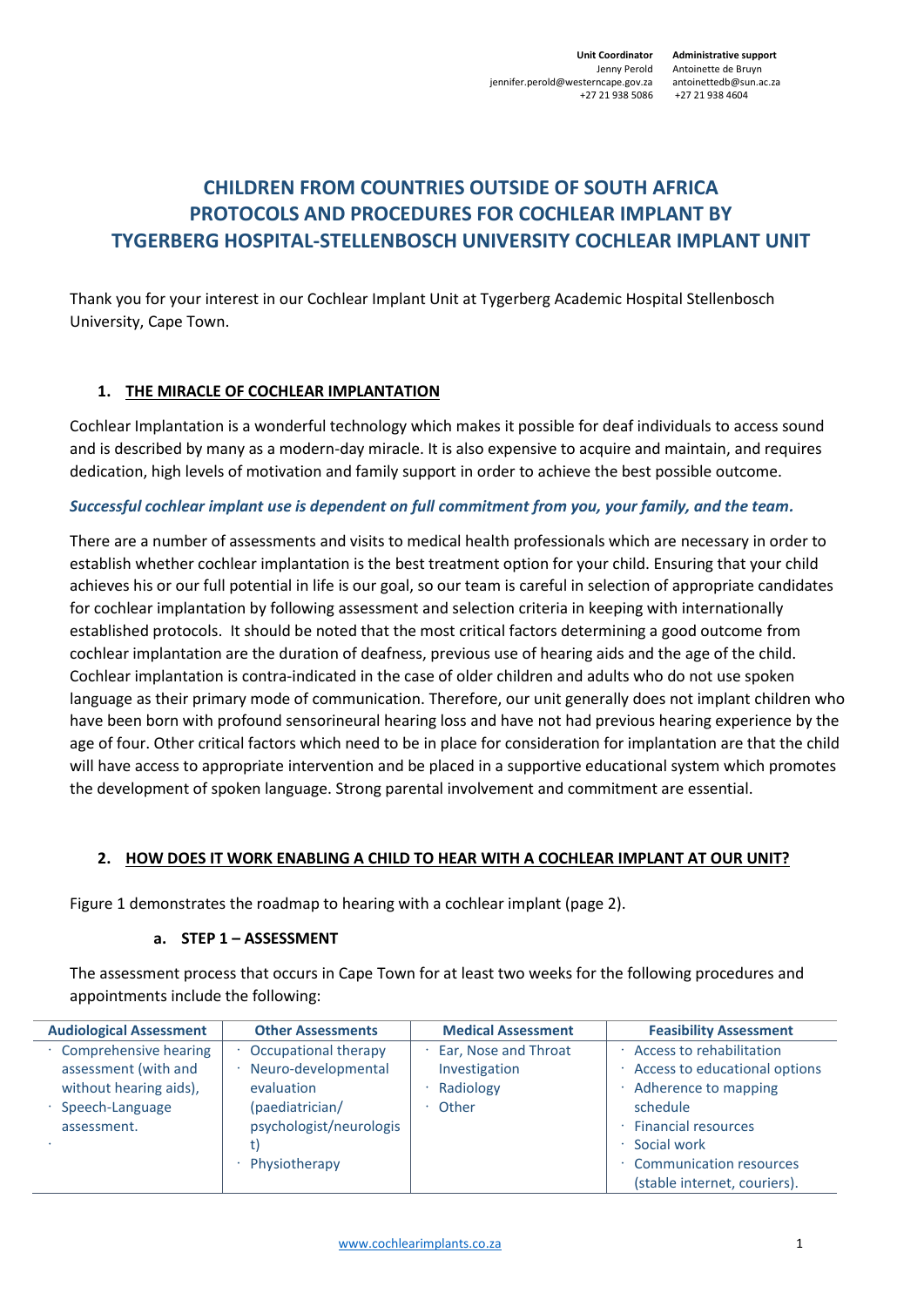**Unit Coordinator**
Jenny Perold
jennifer.perold@westerncape.gov.za
+27 21 938 5086

**Administrative support**
Antoinette de Bruyn
antoinettedb@sun.ac.za
+27 21 938 4604

# CHILDREN FROM COUNTRIES OUTSIDE OF SOUTH AFRICA PROTOCOLS AND PROCEDURES FOR COCHLEAR IMPLANT BY TYGERBERG HOSPITAL-STELLENBOSCH UNIVERSITY COCHLEAR IMPLANT UNIT

Thank you for your interest in our Cochlear Implant Unit at Tygerberg Academic Hospital Stellenbosch University, Cape Town.

## 1. THE MIRACLE OF COCHLEAR IMPLANTATION

Cochlear Implantation is a wonderful technology which makes it possible for deaf individuals to access sound and is described by many as a modern-day miracle. It is also expensive to acquire and maintain, and requires dedication, high levels of motivation and family support in order to achieve the best possible outcome.

***Successful cochlear implant use is dependent on full commitment from you, your family, and the team.***

There are a number of assessments and visits to medical health professionals which are necessary in order to establish whether cochlear implantation is the best treatment option for your child. Ensuring that your child achieves his or our full potential in life is our goal, so our team is careful in selection of appropriate candidates for cochlear implantation by following assessment and selection criteria in keeping with internationally established protocols. It should be noted that the most critical factors determining a good outcome from cochlear implantation are the duration of deafness, previous use of hearing aids and the age of the child. Cochlear implantation is contra-indicated in the case of older children and adults who do not use spoken language as their primary mode of communication. Therefore, our unit generally does not implant children who have been born with profound sensorineural hearing loss and have not had previous hearing experience by the age of four. Other critical factors which need to be in place for consideration for implantation are that the child will have access to appropriate intervention and be placed in a supportive educational system which promotes the development of spoken language. Strong parental involvement and commitment are essential.

## 2. HOW DOES IT WORK ENABLING A CHILD TO HEAR WITH A COCHLEAR IMPLANT AT OUR UNIT?

Figure 1 demonstrates the roadmap to hearing with a cochlear implant (page 2).

### a. STEP 1 – ASSESSMENT

The assessment process that occurs in Cape Town for at least two weeks for the following procedures and appointments include the following:

| Audiological Assessment | Other Assessments | Medical Assessment | Feasibility Assessment |
|---|---|---|---|
| · Comprehensive hearing assessment (with and without hearing aids),<br>· Speech-Language assessment.<br>· | · Occupational therapy<br>· Neuro-developmental evaluation (paediatrician/ psychologist/neurologist)<br>· Physiotherapy | · Ear, Nose and Throat Investigation<br>· Radiology<br>· Other | · Access to rehabilitation<br>· Access to educational options<br>· Adherence to mapping schedule<br>· Financial resources<br>· Social work<br>· Communication resources (stable internet, couriers). |

www.cochlearimplants.co.za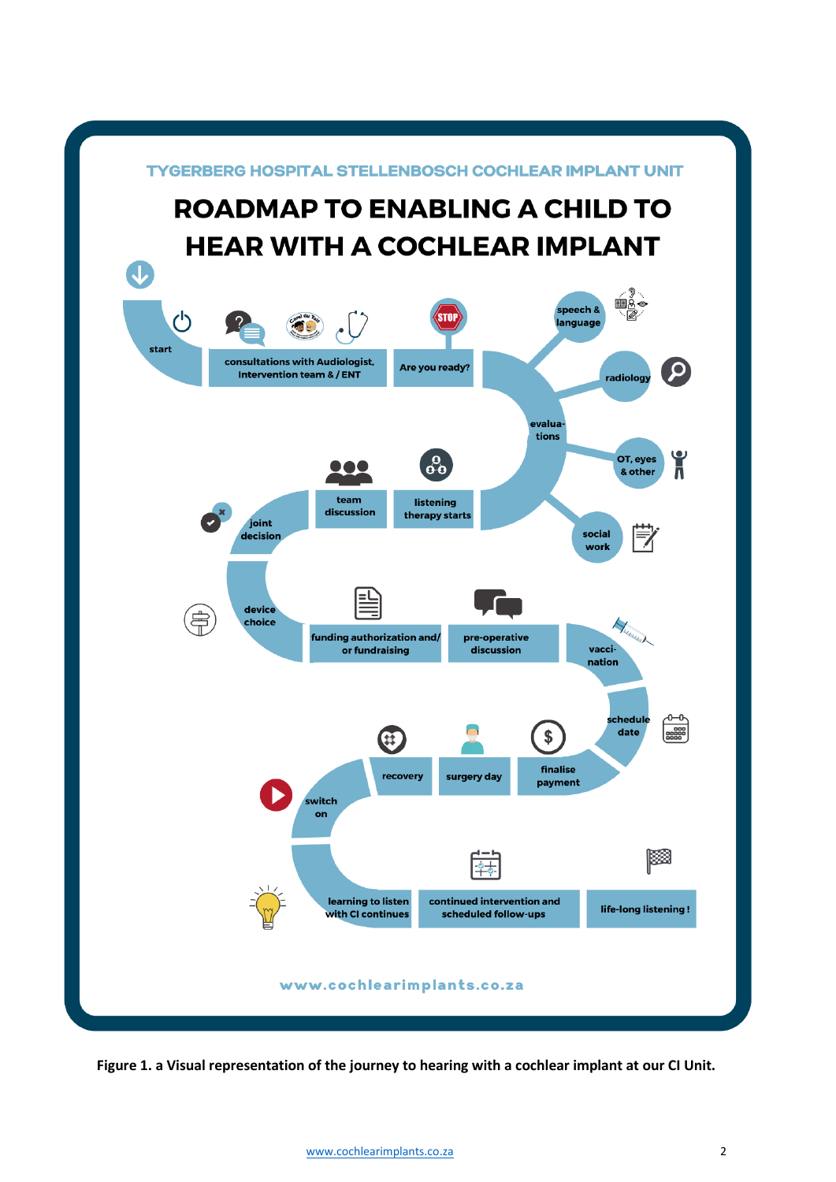TYGERBERG HOSPITAL STELLENBOSCH COCHLEAR IMPLANT UNIT

# ROADMAP TO ENABLING A CHILD TO HEAR WITH A COCHLEAR IMPLANT

- start
- consultations with Audiologist, Intervention team & / ENT
- Are you ready?
- evaluations
  - speech & language
  - radiology
  - OT, eyes & other
  - social work
- listening therapy starts
- team discussion
- joint decision
- device choice
- funding authorization and/ or fundraising
- pre-operative discussion
- vaccination
- schedule date
- finalise payment
- surgery day
- recovery
- switch on
- learning to listen with CI continues
- continued intervention and scheduled follow-ups
- life-long listening !

www.cochlearimplants.co.za

**Figure 1. a Visual representation of the journey to hearing with a cochlear implant at our CI Unit.**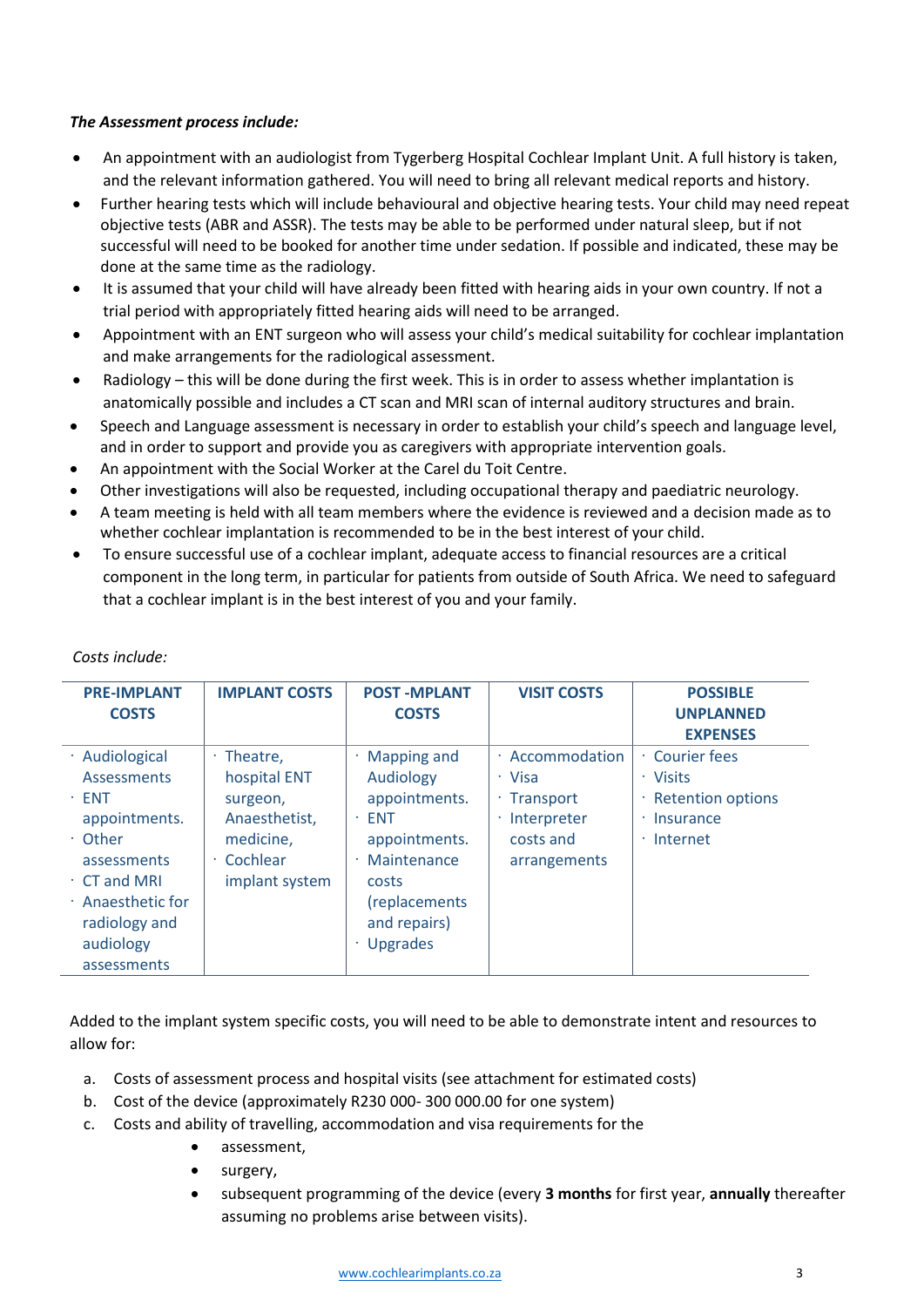***The Assessment process include:***

- An appointment with an audiologist from Tygerberg Hospital Cochlear Implant Unit. A full history is taken, and the relevant information gathered. You will need to bring all relevant medical reports and history.
- Further hearing tests which will include behavioural and objective hearing tests. Your child may need repeat objective tests (ABR and ASSR). The tests may be able to be performed under natural sleep, but if not successful will need to be booked for another time under sedation. If possible and indicated, these may be done at the same time as the radiology.
- It is assumed that your child will have already been fitted with hearing aids in your own country. If not a trial period with appropriately fitted hearing aids will need to be arranged.
- Appointment with an ENT surgeon who will assess your child's medical suitability for cochlear implantation and make arrangements for the radiological assessment.
- Radiology – this will be done during the first week. This is in order to assess whether implantation is anatomically possible and includes a CT scan and MRI scan of internal auditory structures and brain.
- Speech and Language assessment is necessary in order to establish your child's speech and language level, and in order to support and provide you as caregivers with appropriate intervention goals.
- An appointment with the Social Worker at the Carel du Toit Centre.
- Other investigations will also be requested, including occupational therapy and paediatric neurology.
- A team meeting is held with all team members where the evidence is reviewed and a decision made as to whether cochlear implantation is recommended to be in the best interest of your child.
- To ensure successful use of a cochlear implant, adequate access to financial resources are a critical component in the long term, in particular for patients from outside of South Africa. We need to safeguard that a cochlear implant is in the best interest of you and your family.

*Costs include:*

| **PRE-IMPLANT COSTS** | **IMPLANT COSTS** | **POST -MPLANT COSTS** | **VISIT COSTS** | **POSSIBLE UNPLANNED EXPENSES** |
|---|---|---|---|---|
| · Audiological Assessments<br>· ENT appointments.<br>· Other assessments<br>· CT and MRI<br>· Anaesthetic for radiology and audiology assessments | · Theatre, hospital ENT surgeon, Anaesthetist, medicine,<br>· Cochlear implant system | · Mapping and Audiology appointments.<br>· ENT appointments.<br>· Maintenance costs (replacements and repairs)<br>· Upgrades | · Accommodation<br>· Visa<br>· Transport<br>· Interpreter costs and arrangements | · Courier fees<br>· Visits<br>· Retention options<br>· Insurance<br>· Internet |

Added to the implant system specific costs, you will need to be able to demonstrate intent and resources to allow for:

a. Costs of assessment process and hospital visits (see attachment for estimated costs)
b. Cost of the device (approximately R230 000- 300 000.00 for one system)
c. Costs and ability of travelling, accommodation and visa requirements for the
    - assessment,
    - surgery,
    - subsequent programming of the device (every **3 months** for first year, **annually** thereafter assuming no problems arise between visits).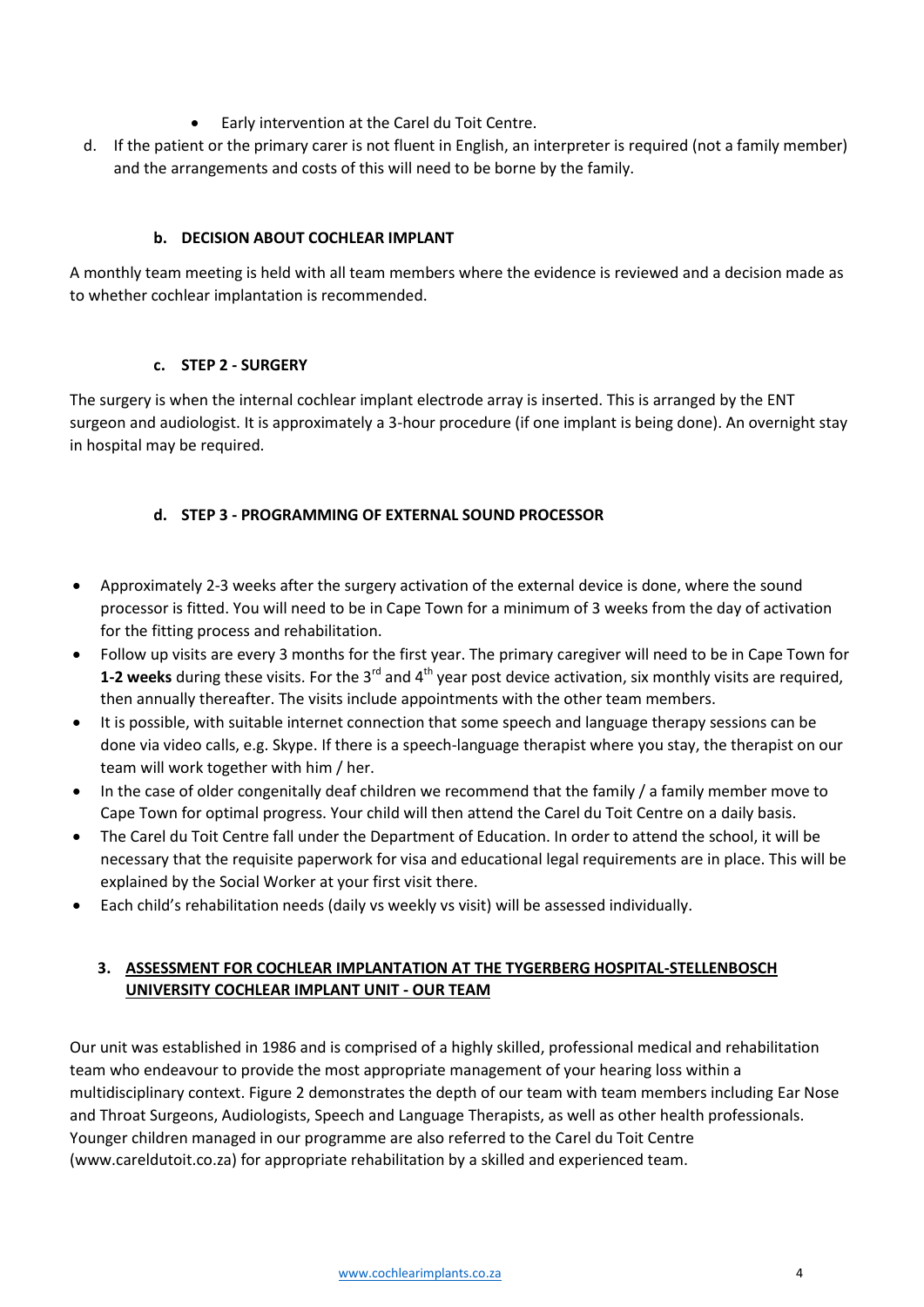- Early intervention at the Carel du Toit Centre.

d. If the patient or the primary carer is not fluent in English, an interpreter is required (not a family member) and the arrangements and costs of this will need to be borne by the family.

### b. DECISION ABOUT COCHLEAR IMPLANT

A monthly team meeting is held with all team members where the evidence is reviewed and a decision made as to whether cochlear implantation is recommended.

### c. STEP 2 - SURGERY

The surgery is when the internal cochlear implant electrode array is inserted. This is arranged by the ENT surgeon and audiologist. It is approximately a 3-hour procedure (if one implant is being done). An overnight stay in hospital may be required.

### d. STEP 3 - PROGRAMMING OF EXTERNAL SOUND PROCESSOR

- Approximately 2-3 weeks after the surgery activation of the external device is done, where the sound processor is fitted. You will need to be in Cape Town for a minimum of 3 weeks from the day of activation for the fitting process and rehabilitation.
- Follow up visits are every 3 months for the first year. The primary caregiver will need to be in Cape Town for **1-2 weeks** during these visits. For the 3rd and 4th year post device activation, six monthly visits are required, then annually thereafter. The visits include appointments with the other team members.
- It is possible, with suitable internet connection that some speech and language therapy sessions can be done via video calls, e.g. Skype. If there is a speech-language therapist where you stay, the therapist on our team will work together with him / her.
- In the case of older congenitally deaf children we recommend that the family / a family member move to Cape Town for optimal progress. Your child will then attend the Carel du Toit Centre on a daily basis.
- The Carel du Toit Centre fall under the Department of Education. In order to attend the school, it will be necessary that the requisite paperwork for visa and educational legal requirements are in place. This will be explained by the Social Worker at your first visit there.
- Each child's rehabilitation needs (daily vs weekly vs visit) will be assessed individually.

## 3. ASSESSMENT FOR COCHLEAR IMPLANTATION AT THE TYGERBERG HOSPITAL-STELLENBOSCH UNIVERSITY COCHLEAR IMPLANT UNIT - OUR TEAM

Our unit was established in 1986 and is comprised of a highly skilled, professional medical and rehabilitation team who endeavour to provide the most appropriate management of your hearing loss within a multidisciplinary context. Figure 2 demonstrates the depth of our team with team members including Ear Nose and Throat Surgeons, Audiologists, Speech and Language Therapists, as well as other health professionals. Younger children managed in our programme are also referred to the Carel du Toit Centre (www.careldutoit.co.za) for appropriate rehabilitation by a skilled and experienced team.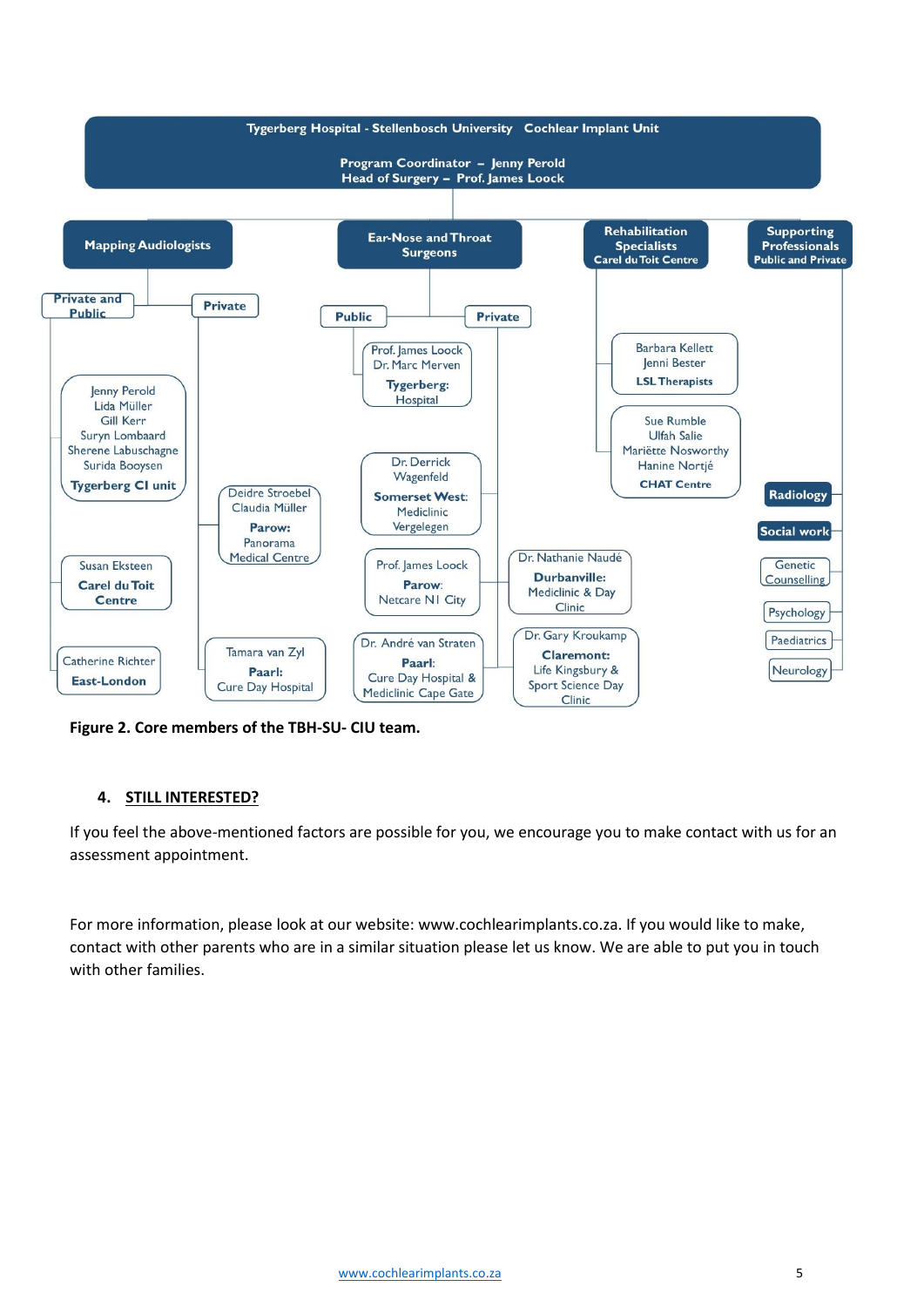Tygerberg Hospital - Stellenbosch University Cochlear Implant Unit

Program Coordinator – Jenny Perold
Head of Surgery – Prof. James Loock

**Mapping Audiologists**

Private and Public

Jenny Perold
Lida Müller
Gill Kerr
Suryn Lombaard
Sherene Labuschagne
Surida Booysen
**Tygerberg CI unit**

Susan Eksteen
**Carel du Toit Centre**

Catherine Richter
**East-London**

Private

Deidre Stroebel
Claudia Müller
**Parow:**
Panorama Medical Centre

Tamara van Zyl
**Paarl:**
Cure Day Hospital

**Ear-Nose and Throat Surgeons**

Public

Prof. James Loock
Dr. Marc Merven
**Tygerberg:**
Hospital

Private

Dr. Derrick Wagenfeld
**Somerset West:**
Mediclinic Vergelegen

Prof. James Loock
**Parow:**
Netcare N1 City

Dr. André van Straten
**Paarl:**
Cure Day Hospital & Mediclinic Cape Gate

Dr. Nathanie Naudé
**Durbanville:**
Mediclinic & Day Clinic

Dr. Gary Kroukamp
**Claremont:**
Life Kingsbury & Sport Science Day Clinic

**Rehabilitation Specialists**
**Carel du Toit Centre**

Barbara Kellett
Jenni Bester
**LSL Therapists**

Sue Rumble
Ulfah Salie
Mariëtte Nosworthy
Hanine Nortjé
**CHAT Centre**

**Supporting Professionals**
**Public and Private**

**Radiology**
**Social work**
Genetic Counselling
Psychology
Paediatrics
Neurology

**Figure 2. Core members of the TBH-SU- CIU team.**

## 4. STILL INTERESTED?

If you feel the above-mentioned factors are possible for you, we encourage you to make contact with us for an assessment appointment.

For more information, please look at our website: www.cochlearimplants.co.za. If you would like to make, contact with other parents who are in a similar situation please let us know. We are able to put you in touch with other families.